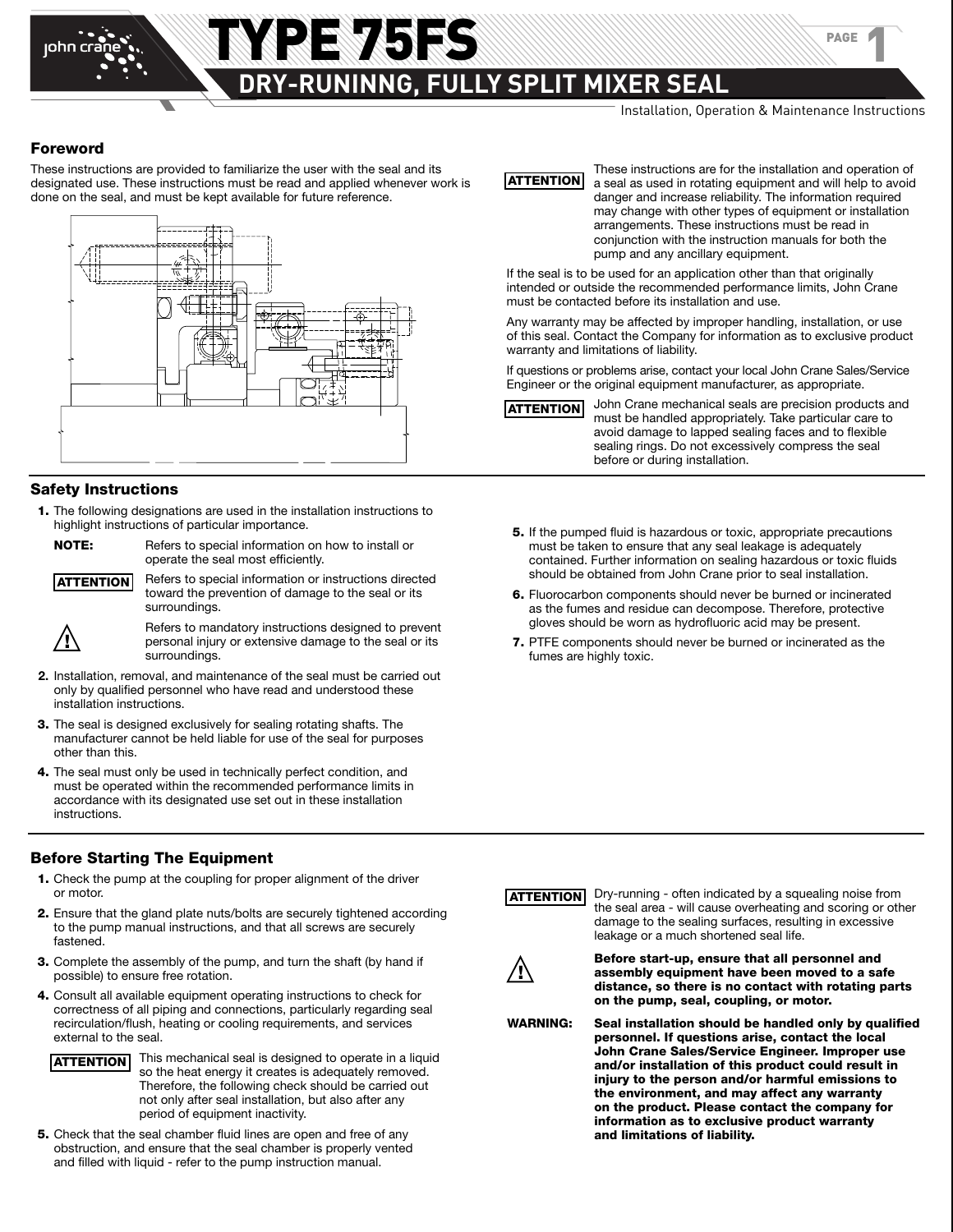# TYPE 75FS

## DRY-RUNINNG, FULLY SPLIT MIXER SEAL

Installation, Operation & Maintenance Instructions

### Foreword

These instructions are provided to familiarize the user with the seal and its designated use. These instructions must be read and applied whenever work is done on the seal, and must be kept available for future reference.

**ATTENTION** These instructions are for the installation and operation of a seal as used in rotating equipment and will help to avoid danger and increase reliability. The information required may change with other types of equipment or installation arrangements. These instructions must be read in conjunction with the instruction manuals for both the pump and any ancillary equipment.

If the seal is to be used for an application other than that originally intended or outside the recommended performance limits, John Crane must be contacted before its installation and use.

Any warranty may be affected by improper handling, installation, or use of this seal. Contact the Company for information as to exclusive product warranty and limitations of liability.

If questions or problems arise, contact your local John Crane Sales/Service Engineer or the original equipment manufacturer, as appropriate.

**ATTENTION** John Crane mechanical seals are precision products and must be handled appropriately. Take particular care to avoid damage to lapped sealing faces and to flexible sealing rings. Do not excessively compress the seal before or during installation.

### Safety Instructions

1. The following designations are used in the installation instructions to highlight instructions of particular importance.

   **NOTE:** Refers to special information on how to install or operate the seal most efficiently.

   **ATTENTION** Refers to special information or instructions directed toward the prevention of damage to the seal or its surroundings.

   ⚠ Refers to mandatory instructions designed to prevent personal injury or extensive damage to the seal or its surroundings.

2. Installation, removal, and maintenance of the seal must be carried out only by qualified personnel who have read and understood these installation instructions.
3. The seal is designed exclusively for sealing rotating shafts. The manufacturer cannot be held liable for use of the seal for purposes other than this.
4. The seal must only be used in technically perfect condition, and must be operated within the recommended performance limits in accordance with its designated use set out in these installation instructions.
5. If the pumped fluid is hazardous or toxic, appropriate precautions must be taken to ensure that any seal leakage is adequately contained. Further information on sealing hazardous or toxic fluids should be obtained from John Crane prior to seal installation.
6. Fluorocarbon components should never be burned or incinerated as the fumes and residue can decompose. Therefore, protective gloves should be worn as hydrofluoric acid may be present.
7. PTFE components should never be burned or incinerated as the fumes are highly toxic.

### Before Starting The Equipment

1. Check the pump at the coupling for proper alignment of the driver or motor.
2. Ensure that the gland plate nuts/bolts are securely tightened according to the pump manual instructions, and that all screws are securely fastened.
3. Complete the assembly of the pump, and turn the shaft (by hand if possible) to ensure free rotation.
4. Consult all available equipment operating instructions to check for correctness of all piping and connections, particularly regarding seal recirculation/flush, heating or cooling requirements, and services external to the seal.

   **ATTENTION** This mechanical seal is designed to operate in a liquid so the heat energy it creates is adequately removed. Therefore, the following check should be carried out not only after seal installation, but also after any period of equipment inactivity.

5. Check that the seal chamber fluid lines are open and free of any obstruction, and ensure that the seal chamber is properly vented and filled with liquid - refer to the pump instruction manual.

**ATTENTION** Dry-running - often indicated by a squealing noise from the seal area - will cause overheating and scoring or other damage to the sealing surfaces, resulting in excessive leakage or a much shortened seal life.

⚠ **Before start-up, ensure that all personnel and assembly equipment have been moved to a safe distance, so there is no contact with rotating parts on the pump, seal, coupling, or motor.**

**WARNING:** **Seal installation should be handled only by qualified personnel. If questions arise, contact the local John Crane Sales/Service Engineer. Improper use and/or installation of this product could result in injury to the person and/or harmful emissions to the environment, and may affect any warranty on the product. Please contact the company for information as to exclusive product warranty and limitations of liability.**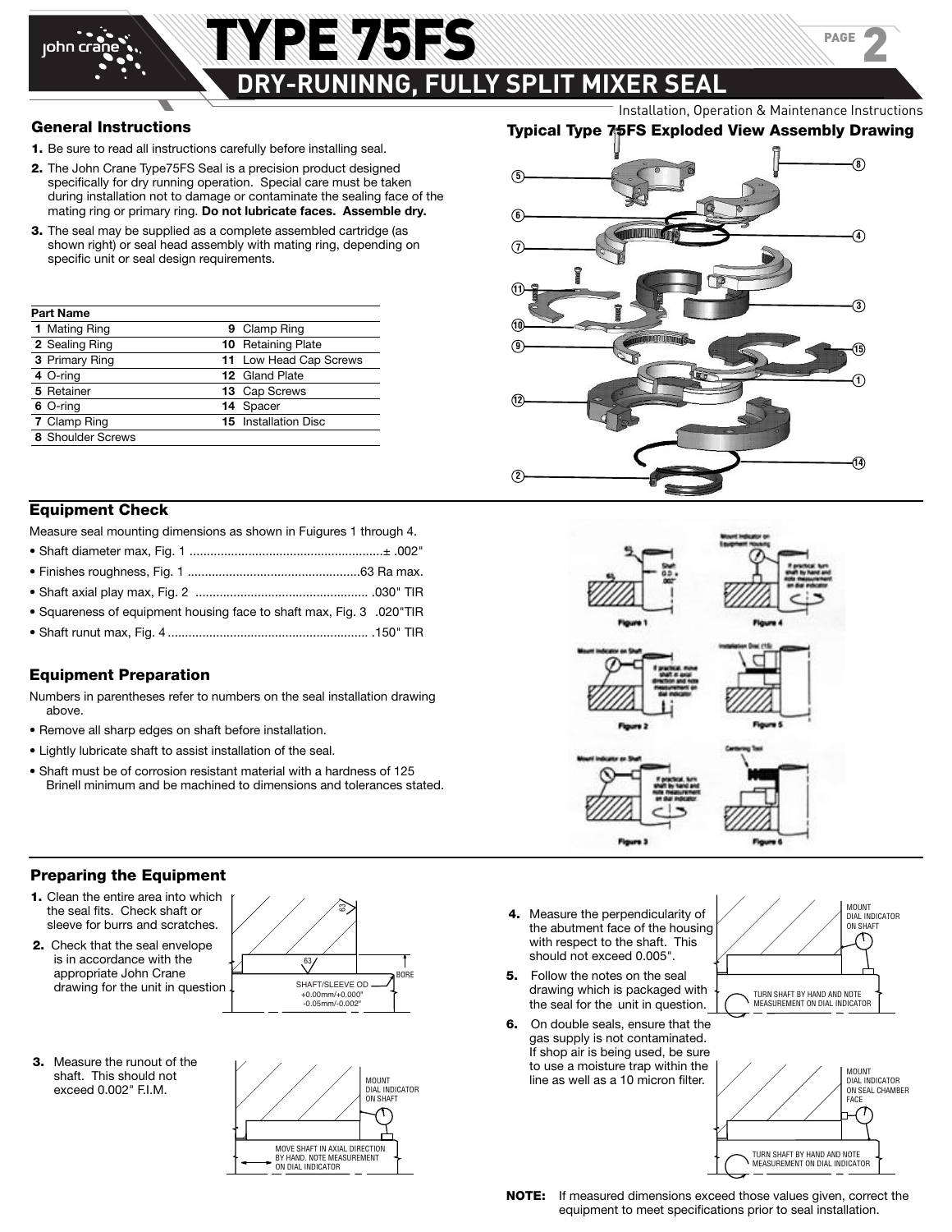# TYPE 75FS

## DRY-RUNINNG, FULLY SPLIT MIXER SEAL

Installation, Operation & Maintenance Instructions

### General Instructions

1. Be sure to read all instructions carefully before installing seal.
2. The John Crane Type75FS Seal is a precision product designed specifically for dry running operation. Special care must be taken during installation not to damage or contaminate the sealing face of the mating ring or primary ring. **Do not lubricate faces. Assemble dry.**
3. The seal may be supplied as a complete assembled cartridge (as shown right) or seal head assembly with mating ring, depending on specific unit or seal design requirements.

| Part Name | |
|---|---|
| 1 Mating Ring | 9 Clamp Ring |
| 2 Sealing Ring | 10 Retaining Plate |
| 3 Primary Ring | 11 Low Head Cap Screws |
| 4 O-ring | 12 Gland Plate |
| 5 Retainer | 13 Cap Screws |
| 6 O-ring | 14 Spacer |
| 7 Clamp Ring | 15 Installation Disc |
| 8 Shoulder Screws | |

### Typical Type 75FS Exploded View Assembly Drawing

5
6
7
11
10
9
12
2
8
4
3
15
1
14

### Equipment Check

Measure seal mounting dimensions as shown in Fuigures 1 through 4.

- Shaft diameter max, Fig. 1 ........................................................± .002"
- Finishes roughness, Fig. 1 ..................................................63 Ra max.
- Shaft axial play max, Fig. 2 .................................................. .030" TIR
- Squareness of equipment housing face to shaft max, Fig. 3 .020"TIR
- Shaft runut max, Fig. 4 .......................................................... .150" TIR

Figure 1
Figure 2
Figure 3
Figure 4
Figure 5
Figure 6

### Equipment Preparation

Numbers in parentheses refer to numbers on the seal installation drawing above.

- Remove all sharp edges on shaft before installation.
- Lightly lubricate shaft to assist installation of the seal.
- Shaft must be of corrosion resistant material with a hardness of 125 Brinell minimum and be machined to dimensions and tolerances stated.

### Preparing the Equipment

1. Clean the entire area into which the seal fits. Check shaft or sleeve for burrs and scratches.
2. Check that the seal envelope is in accordance with the appropriate John Crane drawing for the unit in question

63
63
BORE
SHAFT/SLEEVE OD
+0.00mm/+0.000"
-0.05mm/-0.002"

3. Measure the runout of the shaft. This should not exceed 0.002" F.I.M.

MOUNT DIAL INDICATOR ON SHAFT
MOVE SHAFT IN AXIAL DIRECTION BY HAND. NOTE MEASUREMENT ON DIAL INDICATOR

4. Measure the perpendicularity of the abutment face of the housing with respect to the shaft. This should not exceed 0.005".
5. Follow the notes on the seal drawing which is packaged with the seal for the unit in question.
6. On double seals, ensure that the gas supply is not contaminated. If shop air is being used, be sure to use a moisture trap within the line as well as a 10 micron filter.

MOUNT DIAL INDICATOR ON SHAFT
TURN SHAFT BY HAND AND NOTE MEASUREMENT ON DIAL INDICATOR

MOUNT DIAL INDICATOR ON SEAL CHAMBER FACE
TURN SHAFT BY HAND AND NOTE MEASUREMENT ON DIAL INDICATOR

**NOTE:** If measured dimensions exceed those values given, correct the equipment to meet specifications prior to seal installation.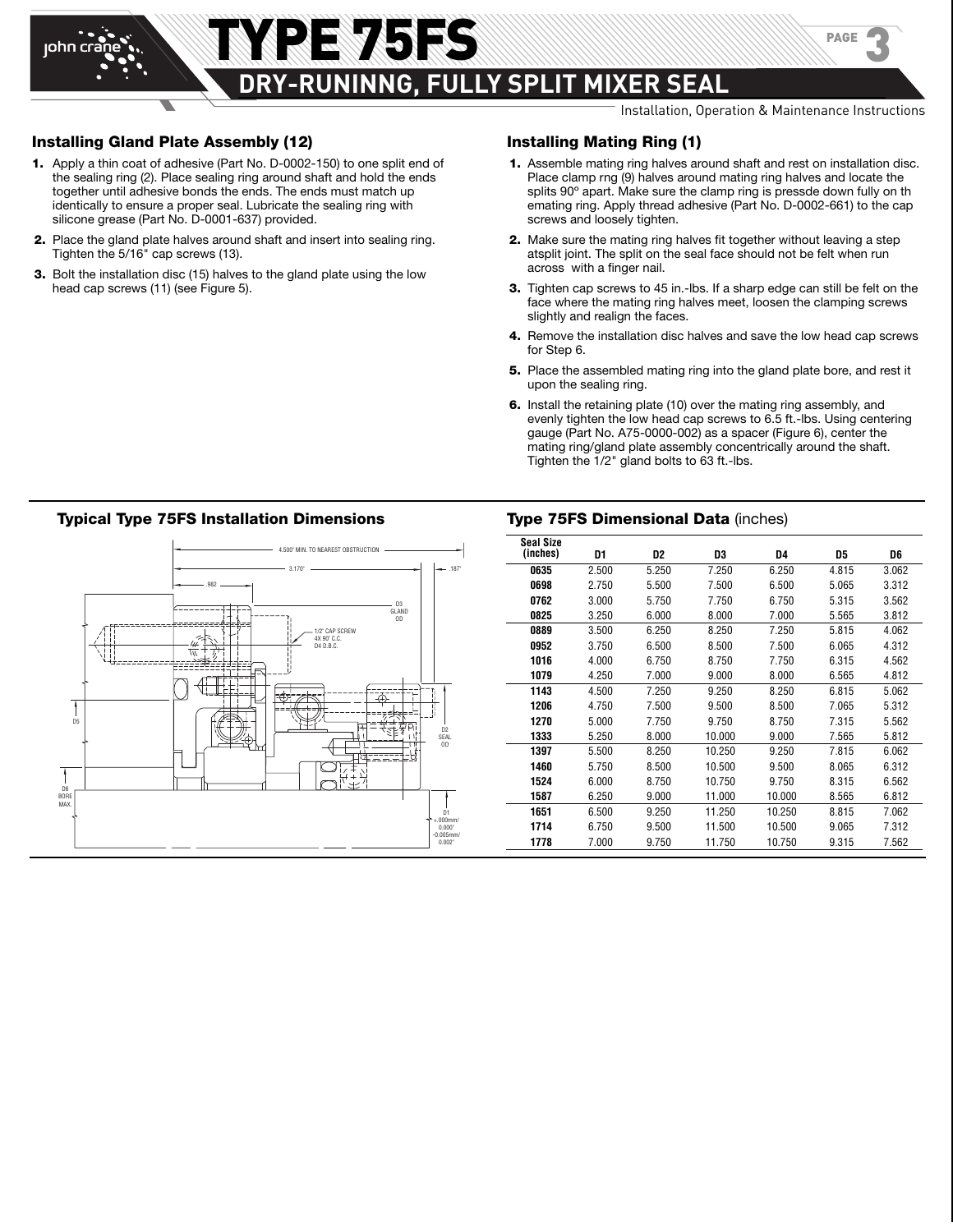## Installing Gland Plate Assembly (12)

1. Apply a thin coat of adhesive (Part No. D-0002-150) to one split end of the sealing ring (2). Place sealing ring around shaft and hold the ends together until adhesive bonds the ends. The ends must match up identically to ensure a proper seal. Lubricate the sealing ring with silicone grease (Part No. D-0001-637) provided.
2. Place the gland plate halves around shaft and insert into sealing ring. Tighten the 5/16" cap screws (13).
3. Bolt the installation disc (15) halves to the gland plate using the low head cap screws (11) (see Figure 5).

## Installing Mating Ring (1)

1. Assemble mating ring halves around shaft and rest on installation disc. Place clamp rng (9) halves around mating ring halves and locate the splits 90º apart. Make sure the clamp ring is pressde down fully on th emating ring. Apply thread adhesive (Part No. D-0002-661) to the cap screws and loosely tighten.
2. Make sure the mating ring halves fit together without leaving a step atsplit joint. The split on the seal face should not be felt when run across with a finger nail.
3. Tighten cap screws to 45 in.-lbs. If a sharp edge can still be felt on the face where the mating ring halves meet, loosen the clamping screws slightly and realign the faces.
4. Remove the installation disc halves and save the low head cap screws for Step 6.
5. Place the assembled mating ring into the gland plate bore, and rest it upon the sealing ring.
6. Install the retaining plate (10) over the mating ring assembly, and evenly tighten the low head cap screws to 6.5 ft.-lbs. Using centering gauge (Part No. A75-0000-002) as a spacer (Figure 6), center the mating ring/gland plate assembly concentrically around the shaft. Tighten the 1/2" gland bolts to 63 ft.-lbs.

## Typical Type 75FS Installation Dimensions

4.500" MIN. TO NEAREST OBSTRUCTION

3.170"

.187"

.982

D3 GLAND OD

1/2" CAP SCREW 4X 90° C.C. D4 D.B.C.

D5

D2 SEAL OD

D6 BORE MAX.

D1 +.000mm/ 0.000" -0.005mm/ 0.002"

## Type 75FS Dimensional Data (inches)

| Seal Size (inches) | D1 | D2 | D3 | D4 | D5 | D6 |
|---|---|---|---|---|---|---|
| 0635 | 2.500 | 5.250 | 7.250 | 6.250 | 4.815 | 3.062 |
| 0698 | 2.750 | 5.500 | 7.500 | 6.500 | 5.065 | 3.312 |
| 0762 | 3.000 | 5.750 | 7.750 | 6.750 | 5.315 | 3.562 |
| 0825 | 3.250 | 6.000 | 8.000 | 7.000 | 5.565 | 3.812 |
| 0889 | 3.500 | 6.250 | 8.250 | 7.250 | 5.815 | 4.062 |
| 0952 | 3.750 | 6.500 | 8.500 | 7.500 | 6.065 | 4.312 |
| 1016 | 4.000 | 6.750 | 8.750 | 7.750 | 6.315 | 4.562 |
| 1079 | 4.250 | 7.000 | 9.000 | 8.000 | 6.565 | 4.812 |
| 1143 | 4.500 | 7.250 | 9.250 | 8.250 | 6.815 | 5.062 |
| 1206 | 4.750 | 7.500 | 9.500 | 8.500 | 7.065 | 5.312 |
| 1270 | 5.000 | 7.750 | 9.750 | 8.750 | 7.315 | 5.562 |
| 1333 | 5.250 | 8.000 | 10.000 | 9.000 | 7.565 | 5.812 |
| 1397 | 5.500 | 8.250 | 10.250 | 9.250 | 7.815 | 6.062 |
| 1460 | 5.750 | 8.500 | 10.500 | 9.500 | 8.065 | 6.312 |
| 1524 | 6.000 | 8.750 | 10.750 | 9.750 | 8.315 | 6.562 |
| 1587 | 6.250 | 9.000 | 11.000 | 10.000 | 8.565 | 6.812 |
| 1651 | 6.500 | 9.250 | 11.250 | 10.250 | 8.815 | 7.062 |
| 1714 | 6.750 | 9.500 | 11.500 | 10.500 | 9.065 | 7.312 |
| 1778 | 7.000 | 9.750 | 11.750 | 10.750 | 9.315 | 7.562 |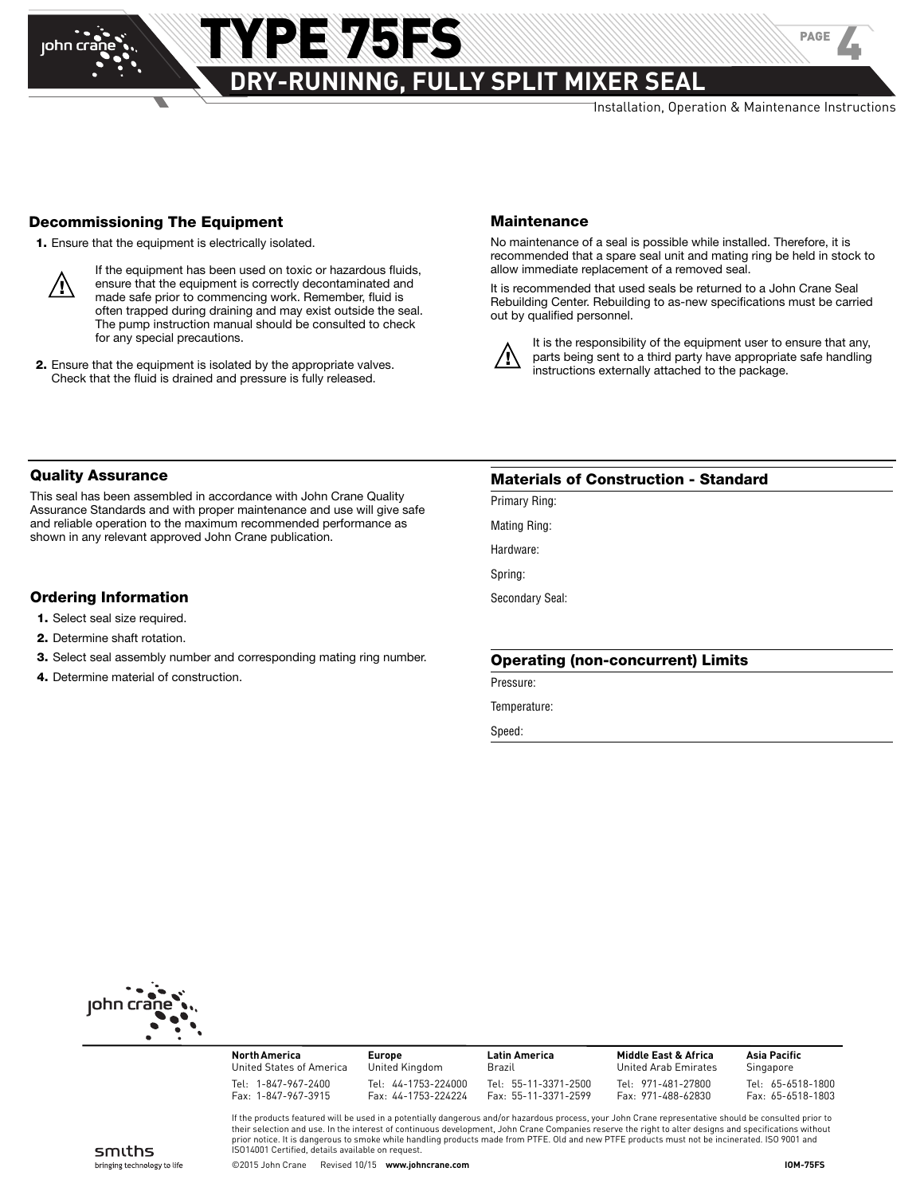## Decommissioning The Equipment

1. Ensure that the equipment is electrically isolated.

   ⚠ If the equipment has been used on toxic or hazardous fluids, ensure that the equipment is correctly decontaminated and made safe prior to commencing work. Remember, fluid is often trapped during draining and may exist outside the seal. The pump instruction manual should be consulted to check for any special precautions.

2. Ensure that the equipment is isolated by the appropriate valves. Check that the fluid is drained and pressure is fully released.

## Maintenance

No maintenance of a seal is possible while installed. Therefore, it is recommended that a spare seal unit and mating ring be held in stock to allow immediate replacement of a removed seal.

It is recommended that used seals be returned to a John Crane Seal Rebuilding Center. Rebuilding to as-new specifications must be carried out by qualified personnel.

⚠ It is the responsibility of the equipment user to ensure that any, parts being sent to a third party have appropriate safe handling instructions externally attached to the package.

## Quality Assurance

This seal has been assembled in accordance with John Crane Quality Assurance Standards and with proper maintenance and use will give safe and reliable operation to the maximum recommended performance as shown in any relevant approved John Crane publication.

## Ordering Information

1. Select seal size required.
2. Determine shaft rotation.
3. Select seal assembly number and corresponding mating ring number.
4. Determine material of construction.

## Materials of Construction - Standard

Primary Ring:

Mating Ring:

Hardware:

Spring:

Secondary Seal:

## Operating (non-concurrent) Limits

Pressure:

Temperature:

Speed:

| North America | Europe | Latin America | Middle East & Africa | Asia Pacific |
|---|---|---|---|---|
| United States of America | United Kingdom | Brazil | United Arab Emirates | Singapore |
| Tel: 1-847-967-2400 | Tel: 44-1753-224000 | Tel: 55-11-3371-2500 | Tel: 971-481-27800 | Tel: 65-6518-1800 |
| Fax: 1-847-967-3915 | Fax: 44-1753-224224 | Fax: 55-11-3371-2599 | Fax: 971-488-62830 | Fax: 65-6518-1803 |

If the products featured will be used in a potentially dangerous and/or hazardous process, your John Crane representative should be consulted prior to their selection and use. In the interest of continuous development, John Crane Companies reserve the right to alter designs and specifications without prior notice. It is dangerous to smoke while handling products made from PTFE. Old and new PTFE products must not be incinerated. ISO 9001 and ISO14001 Certified, details available on request.

©2015 John Crane Revised 10/15 **www.johncrane.com** IOM-75FS